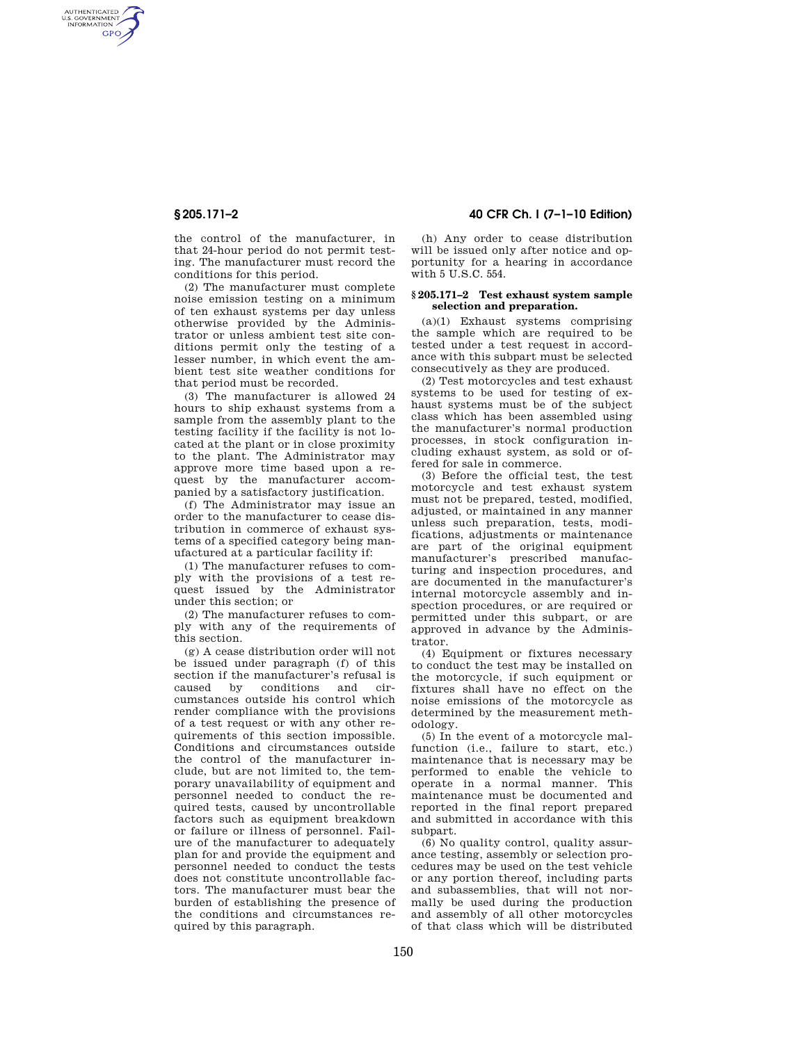the control of the manufacturer, in that 24-hour period do not permit testing. The manufacturer must record the conditions for this period.

(2) The manufacturer must complete noise emission testing on a minimum of ten exhaust systems per day unless otherwise provided by the Administrator or unless ambient test site conditions permit only the testing of a lesser number, in which event the ambient test site weather conditions for that period must be recorded.

(3) The manufacturer is allowed 24 hours to ship exhaust systems from a sample from the assembly plant to the testing facility if the facility is not located at the plant or in close proximity to the plant. The Administrator may approve more time based upon a request by the manufacturer accompanied by a satisfactory justification.

(f) The Administrator may issue an order to the manufacturer to cease distribution in commerce of exhaust systems of a specified category being manufactured at a particular facility if:

(1) The manufacturer refuses to comply with the provisions of a test request issued by the Administrator under this section; or

(2) The manufacturer refuses to comply with any of the requirements of this section.

(g) A cease distribution order will not be issued under paragraph (f) of this section if the manufacturer's refusal is caused by conditions and circumstances outside his control which render compliance with the provisions of a test request or with any other requirements of this section impossible. Conditions and circumstances outside the control of the manufacturer include, but are not limited to, the temporary unavailability of equipment and personnel needed to conduct the required tests, caused by uncontrollable factors such as equipment breakdown or failure or illness of personnel. Failure of the manufacturer to adequately plan for and provide the equipment and personnel needed to conduct the tests does not constitute uncontrollable factors. The manufacturer must bear the burden of establishing the presence of the conditions and circumstances required by this paragraph.

(h) Any order to cease distribution will be issued only after notice and opportunity for a hearing in accordance with 5 U.S.C. 554.

### § 205.171–2 Test exhaust system sample selection and preparation.

(a)(1) Exhaust systems comprising the sample which are required to be tested under a test request in accordance with this subpart must be selected consecutively as they are produced.

(2) Test motorcycles and test exhaust systems to be used for testing of exhaust systems must be of the subject class which has been assembled using the manufacturer's normal production processes, in stock configuration including exhaust system, as sold or offered for sale in commerce.

(3) Before the official test, the test motorcycle and test exhaust system must not be prepared, tested, modified, adjusted, or maintained in any manner unless such preparation, tests, modifications, adjustments or maintenance are part of the original equipment manufacturer's prescribed manufacturing and inspection procedures, and are documented in the manufacturer's internal motorcycle assembly and inspection procedures, or are required or permitted under this subpart, or are approved in advance by the Administrator.

(4) Equipment or fixtures necessary to conduct the test may be installed on the motorcycle, if such equipment or fixtures shall have no effect on the noise emissions of the motorcycle as determined by the measurement methodology.

(5) In the event of a motorcycle malfunction (i.e., failure to start, etc.) maintenance that is necessary may be performed to enable the vehicle to operate in a normal manner. This maintenance must be documented and reported in the final report prepared and submitted in accordance with this subpart.

(6) No quality control, quality assurance testing, assembly or selection procedures may be used on the test vehicle or any portion thereof, including parts and subassemblies, that will not normally be used during the production and assembly of all other motorcycles of that class which will be distributed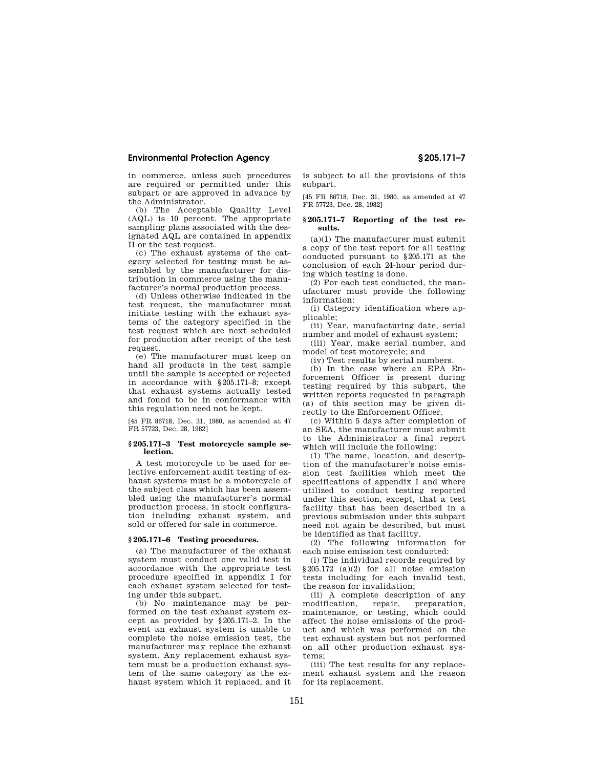in commerce, unless such procedures are required or permitted under this subpart or are approved in advance by the Administrator.

(b) The Acceptable Quality Level (AQL) is 10 percent. The appropriate sampling plans associated with the designated AQL are contained in appendix II or the test request.

(c) The exhaust systems of the category selected for testing must be assembled by the manufacturer for distribution in commerce using the manufacturer's normal production process.

(d) Unless otherwise indicated in the test request, the manufacturer must initiate testing with the exhaust systems of the category specified in the test request which are next scheduled for production after receipt of the test request.

(e) The manufacturer must keep on hand all products in the test sample until the sample is accepted or rejected in accordance with §205.171–8; except that exhaust systems actually tested and found to be in conformance with this regulation need not be kept.

[45 FR 86718, Dec. 31, 1980, as amended at 47 FR 57723, Dec. 28, 1982]

### §205.171–3 Test motorcycle sample selection.

A test motorcycle to be used for selective enforcement audit testing of exhaust systems must be a motorcycle of the subject class which has been assembled using the manufacturer's normal production process, in stock configuration including exhaust system, and sold or offered for sale in commerce.

### §205.171–6 Testing procedures.

(a) The manufacturer of the exhaust system must conduct one valid test in accordance with the appropriate test procedure specified in appendix I for each exhaust system selected for testing under this subpart.

(b) No maintenance may be performed on the test exhaust system except as provided by §205.171–2. In the event an exhaust system is unable to complete the noise emission test, the manufacturer may replace the exhaust system. Any replacement exhaust system must be a production exhaust system of the same category as the exhaust system which it replaced, and it is subject to all the provisions of this subpart.

[45 FR 86718, Dec. 31, 1980, as amended at 47 FR 57723, Dec. 28, 1982]

### §205.171–7 Reporting of the test results.

(a)(1) The manufacturer must submit a copy of the test report for all testing conducted pursuant to §205.171 at the conclusion of each 24-hour period during which testing is done.

(2) For each test conducted, the manufacturer must provide the following information:

(i) Category identification where applicable;

(ii) Year, manufacturing date, serial number and model of exhaust system;

(iii) Year, make serial number, and model of test motorcycle; and

(iv) Test results by serial numbers.

(b) In the case where an EPA Enforcement Officer is present during testing required by this subpart, the written reports requested in paragraph (a) of this section may be given directly to the Enforcement Officer.

(c) Within 5 days after completion of an SEA, the manufacturer must submit to the Administrator a final report which will include the following:

(1) The name, location, and description of the manufacturer's noise emission test facilities which meet the specifications of appendix I and where utilized to conduct testing reported under this section, except, that a test facility that has been described in a previous submission under this subpart need not again be described, but must be identified as that facility.

(2) The following information for each noise emission test conducted:

(i) The individual records required by §205.172 (a)(2) for all noise emission tests including for each invalid test, the reason for invalidation;

(ii) A complete description of any modification, repair, preparation, maintenance, or testing, which could affect the noise emissions of the product and which was performed on the test exhaust system but not performed on all other production exhaust systems;

(iii) The test results for any replacement exhaust system and the reason for its replacement.